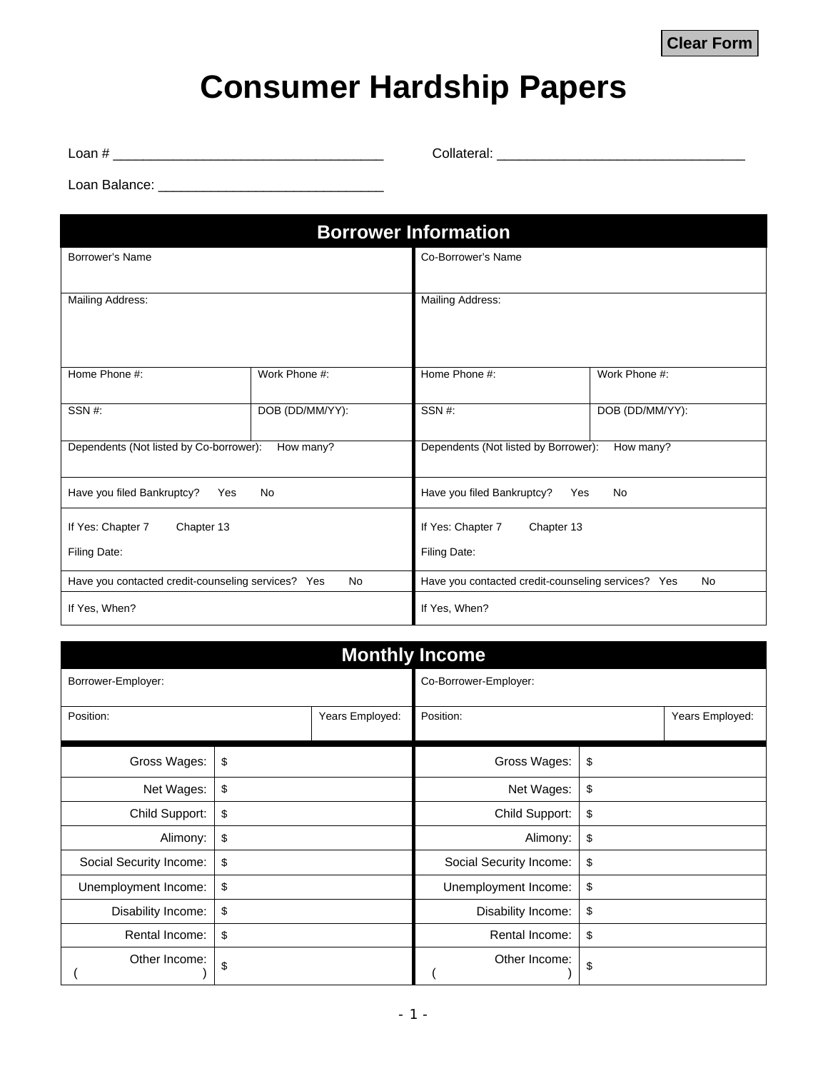# Consumer Hardship Papers

Loan # ___________________________________ Collateral: ________________________________

Loan Balance: _____________________________

## Borrower Information

| Borrower | | Co-Borrower | |
|---|---|---|---|
| Borrower's Name | | Co-Borrower's Name | |
| Mailing Address: | | Mailing Address: | |
| Home Phone #: | Work Phone #: | Home Phone #: | Work Phone #: |
| SSN #: | DOB (DD/MM/YY): | SSN #: | DOB (DD/MM/YY): |
| Dependents (Not listed by Co-borrower): How many? | | Dependents (Not listed by Borrower): How many? | |
| Have you filed Bankruptcy? Yes No | | Have you filed Bankruptcy? Yes No | |
| If Yes: Chapter 7 Chapter 13<br>Filing Date: | | If Yes: Chapter 7 Chapter 13<br>Filing Date: | |
| Have you contacted credit-counseling services? Yes No | | Have you contacted credit-counseling services? Yes No | |
| If Yes, When? | | If Yes, When? | |

## Monthly Income

| Borrower | | Co-Borrower | |
|---|---|---|---|
| Borrower-Employer: | | Co-Borrower-Employer: | |
| Position: | Years Employed: | Position: | Years Employed: |
| Gross Wages: | $ | Gross Wages: | $ |
| Net Wages: | $ | Net Wages: | $ |
| Child Support: | $ | Child Support: | $ |
| Alimony: | $ | Alimony: | $ |
| Social Security Income: | $ | Social Security Income: | $ |
| Unemployment Income: | $ | Unemployment Income: | $ |
| Disability Income: | $ | Disability Income: | $ |
| Rental Income: | $ | Rental Income: | $ |
| Other Income: ( ) | $ | Other Income: ( ) | $ |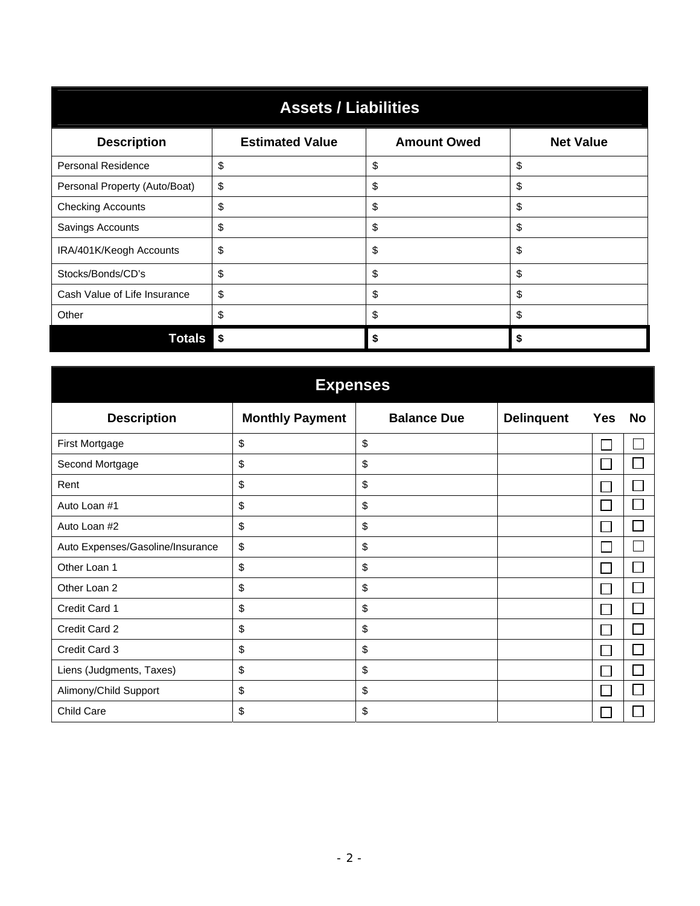## Assets / Liabilities

| Description | Estimated Value | Amount Owed | Net Value |
| --- | --- | --- | --- |
| Personal Residence | $ | $ | $ |
| Personal Property (Auto/Boat) | $ | $ | $ |
| Checking Accounts | $ | $ | $ |
| Savings Accounts | $ | $ | $ |
| IRA/401K/Keogh Accounts | $ | $ | $ |
| Stocks/Bonds/CD's | $ | $ | $ |
| Cash Value of Life Insurance | $ | $ | $ |
| Other | $ | $ | $ |
| **Totals** | **$** | **$** | **$** |

## Expenses

| Description | Monthly Payment | Balance Due | Delinquent | Yes | No |
| --- | --- | --- | --- | --- | --- |
| First Mortgage | $ | $ | | ☐ | ☐ |
| Second Mortgage | $ | $ | | ☐ | ☐ |
| Rent | $ | $ | | ☐ | ☐ |
| Auto Loan #1 | $ | $ | | ☐ | ☐ |
| Auto Loan #2 | $ | $ | | ☐ | ☐ |
| Auto Expenses/Gasoline/Insurance | $ | $ | | ☐ | ☐ |
| Other Loan 1 | $ | $ | | ☐ | ☐ |
| Other Loan 2 | $ | $ | | ☐ | ☐ |
| Credit Card 1 | $ | $ | | ☐ | ☐ |
| Credit Card 2 | $ | $ | | ☐ | ☐ |
| Credit Card 3 | $ | $ | | ☐ | ☐ |
| Liens (Judgments, Taxes) | $ | $ | | ☐ | ☐ |
| Alimony/Child Support | $ | $ | | ☐ | ☐ |
| Child Care | $ | $ | | ☐ | ☐ |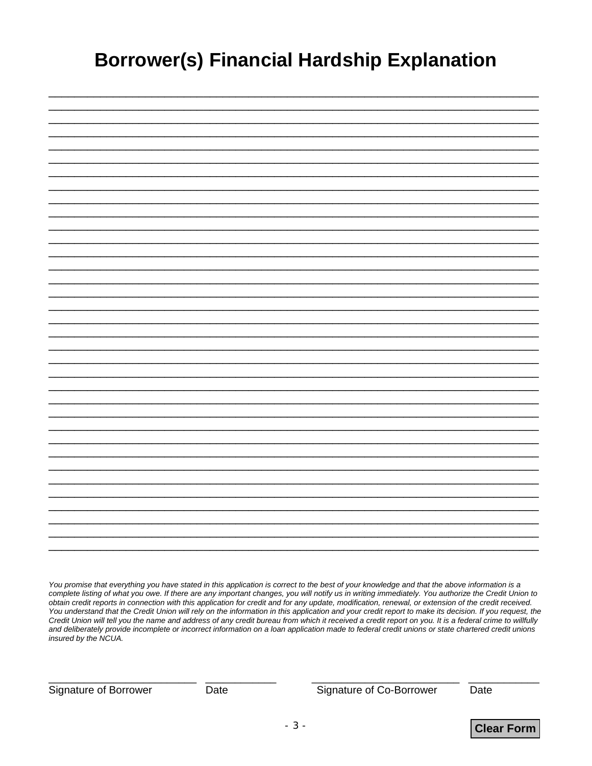# Borrower(s) Financial Hardship Explanation

_______________________________________________________________________________
_______________________________________________________________________________
_______________________________________________________________________________
_______________________________________________________________________________
_______________________________________________________________________________
_______________________________________________________________________________
_______________________________________________________________________________
_______________________________________________________________________________
_______________________________________________________________________________
_______________________________________________________________________________
_______________________________________________________________________________
_______________________________________________________________________________
_______________________________________________________________________________
_______________________________________________________________________________
_______________________________________________________________________________
_______________________________________________________________________________
_______________________________________________________________________________
_______________________________________________________________________________
_______________________________________________________________________________
_______________________________________________________________________________
_______________________________________________________________________________
_______________________________________________________________________________
_______________________________________________________________________________
_______________________________________________________________________________
_______________________________________________________________________________
_______________________________________________________________________________
_______________________________________________________________________________
_______________________________________________________________________________
_______________________________________________________________________________
_______________________________________________________________________________
_______________________________________________________________________________
_______________________________________________________________________________
_______________________________________________________________________________
_______________________________________________________________________________
_______________________________________________________________________________

*You promise that everything you have stated in this application is correct to the best of your knowledge and that the above information is a complete listing of what you owe. If there are any important changes, you will notify us in writing immediately. You authorize the Credit Union to obtain credit reports in connection with this application for credit and for any update, modification, renewal, or extension of the credit received. You understand that the Credit Union will rely on the information in this application and your credit report to make its decision. If you request, the Credit Union will tell you the name and address of any credit bureau from which it received a credit report on you. It is a federal crime to willfully and deliberately provide incomplete or incorrect information on a loan application made to federal credit unions or state chartered credit unions insured by the NCUA.*

| | | | |
|---|---|---|---|
| ________________________ | ____________ | ________________________ | ____________ |
| Signature of Borrower | Date | Signature of Co-Borrower | Date |

**Clear Form**